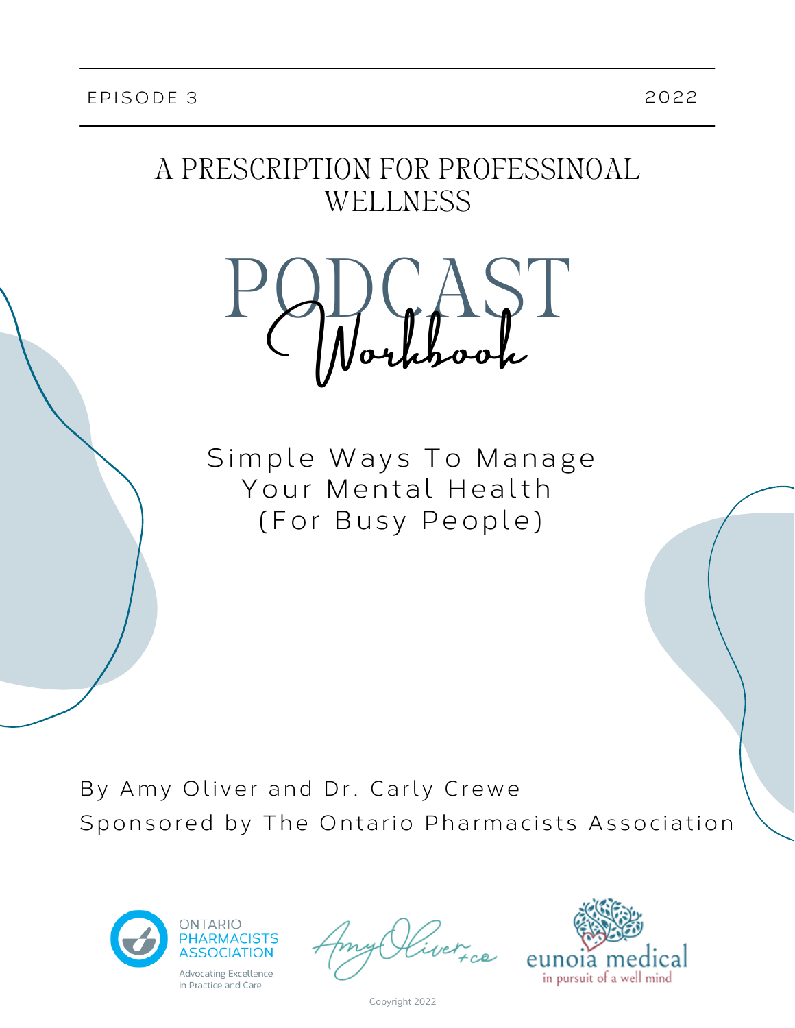EPISODE 3 2022

# A PRESCRIPTION FOR PROFESSINOAL WELLNESS

# PODCAST Workbook

## Simple Ways To Manage Your Mental Health (For Busy People)

By Amy Oliver and Dr. Carly Crewe

Sponsored by The Ontario Pharmacists Association

ONTARIO PHARMACISTS ASSOCIATION
Advocating Excellence in Practice and Care

Amy Oliver + co

eunoia medical
in pursuit of a well mind

Copyright 2022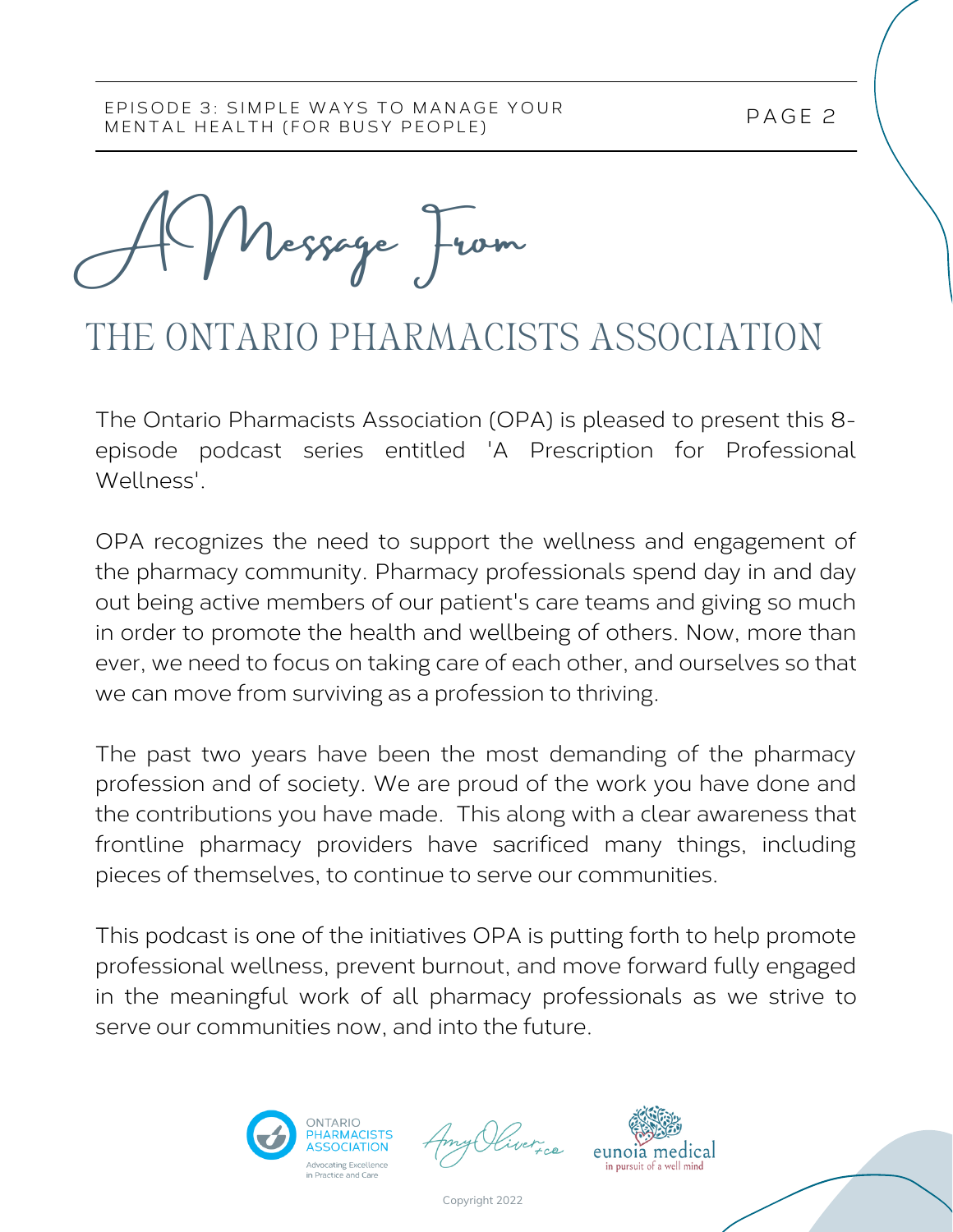# A Message From

## THE ONTARIO PHARMACISTS ASSOCIATION

The Ontario Pharmacists Association (OPA) is pleased to present this 8-episode podcast series entitled 'A Prescription for Professional Wellness'.

OPA recognizes the need to support the wellness and engagement of the pharmacy community. Pharmacy professionals spend day in and day out being active members of our patient's care teams and giving so much in order to promote the health and wellbeing of others. Now, more than ever, we need to focus on taking care of each other, and ourselves so that we can move from surviving as a profession to thriving.

The past two years have been the most demanding of the pharmacy profession and of society. We are proud of the work you have done and the contributions you have made. This along with a clear awareness that frontline pharmacy providers have sacrificed many things, including pieces of themselves, to continue to serve our communities.

This podcast is one of the initiatives OPA is putting forth to help promote professional wellness, prevent burnout, and move forward fully engaged in the meaningful work of all pharmacy professionals as we strive to serve our communities now, and into the future.

ONTARIO PHARMACISTS ASSOCIATION
Advocating Excellence in Practice and Care

Amy Oliver + co

eunoia medical
in pursuit of a well mind

Copyright 2022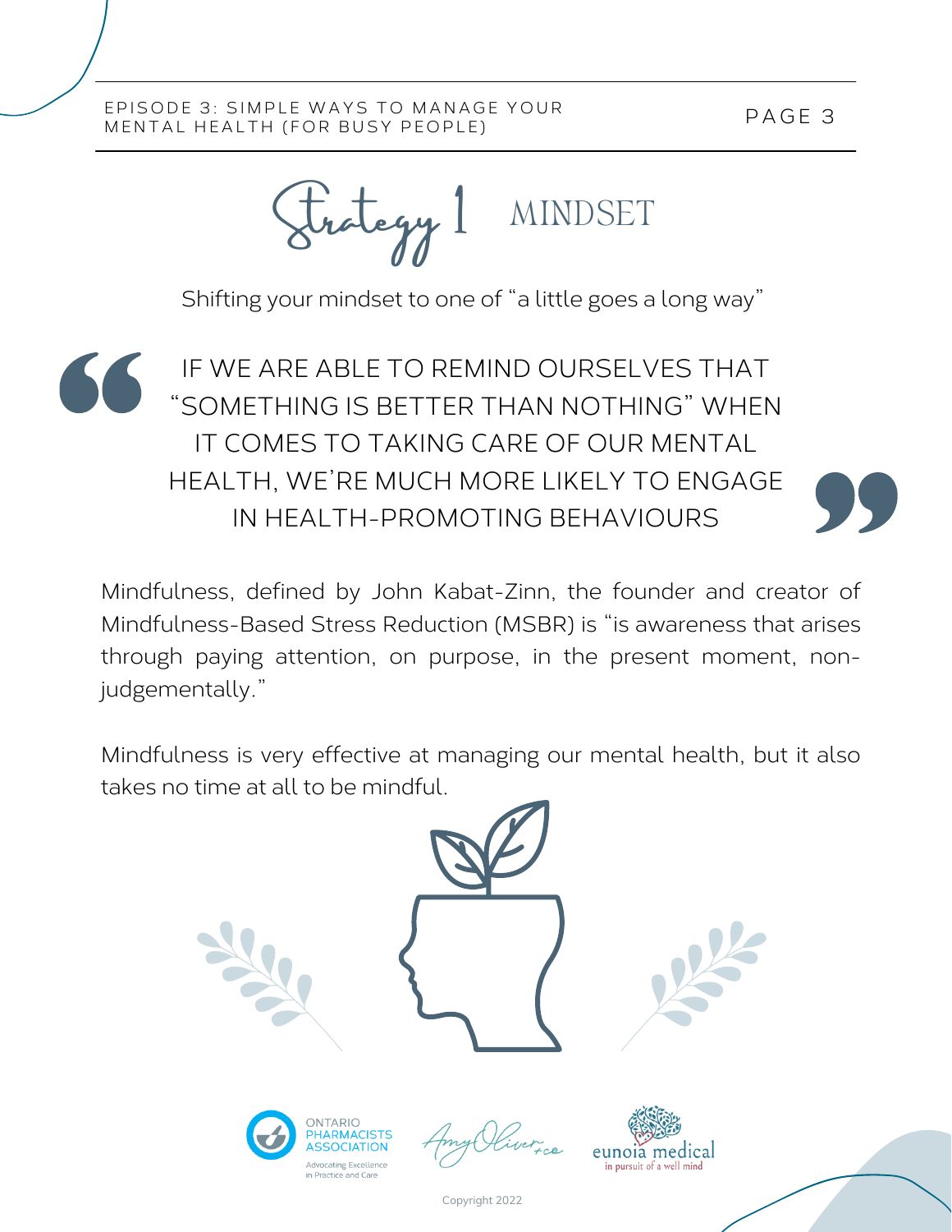# Strategy 1 MINDSET

Shifting your mindset to one of "a little goes a long way"

> IF WE ARE ABLE TO REMIND OURSELVES THAT "SOMETHING IS BETTER THAN NOTHING" WHEN IT COMES TO TAKING CARE OF OUR MENTAL HEALTH, WE'RE MUCH MORE LIKELY TO ENGAGE IN HEALTH-PROMOTING BEHAVIOURS

Mindfulness, defined by John Kabat-Zinn, the founder and creator of Mindfulness-Based Stress Reduction (MSBR) is "is awareness that arises through paying attention, on purpose, in the present moment, non-judgementally."

Mindfulness is very effective at managing our mental health, but it also takes no time at all to be mindful.

Copyright 2022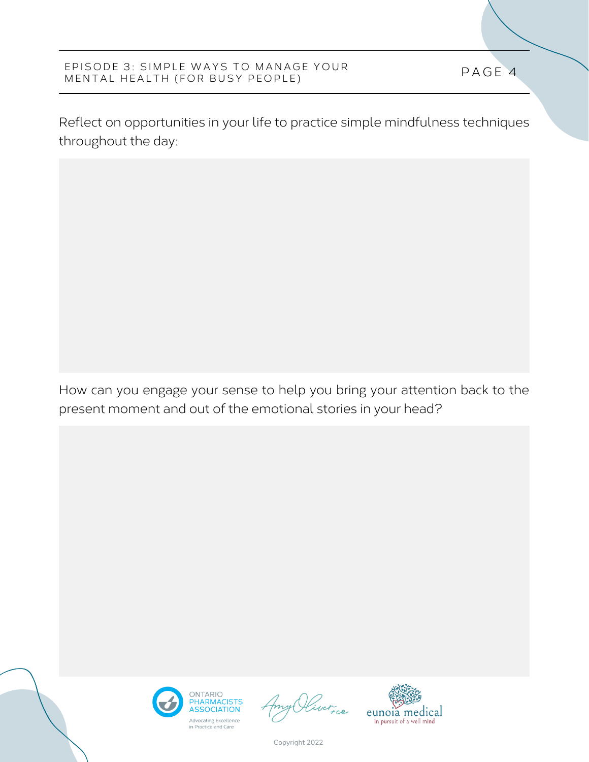Reflect on opportunities in your life to practice simple mindfulness techniques throughout the day:

How can you engage your sense to help you bring your attention back to the present moment and out of the emotional stories in your head?

Copyright 2022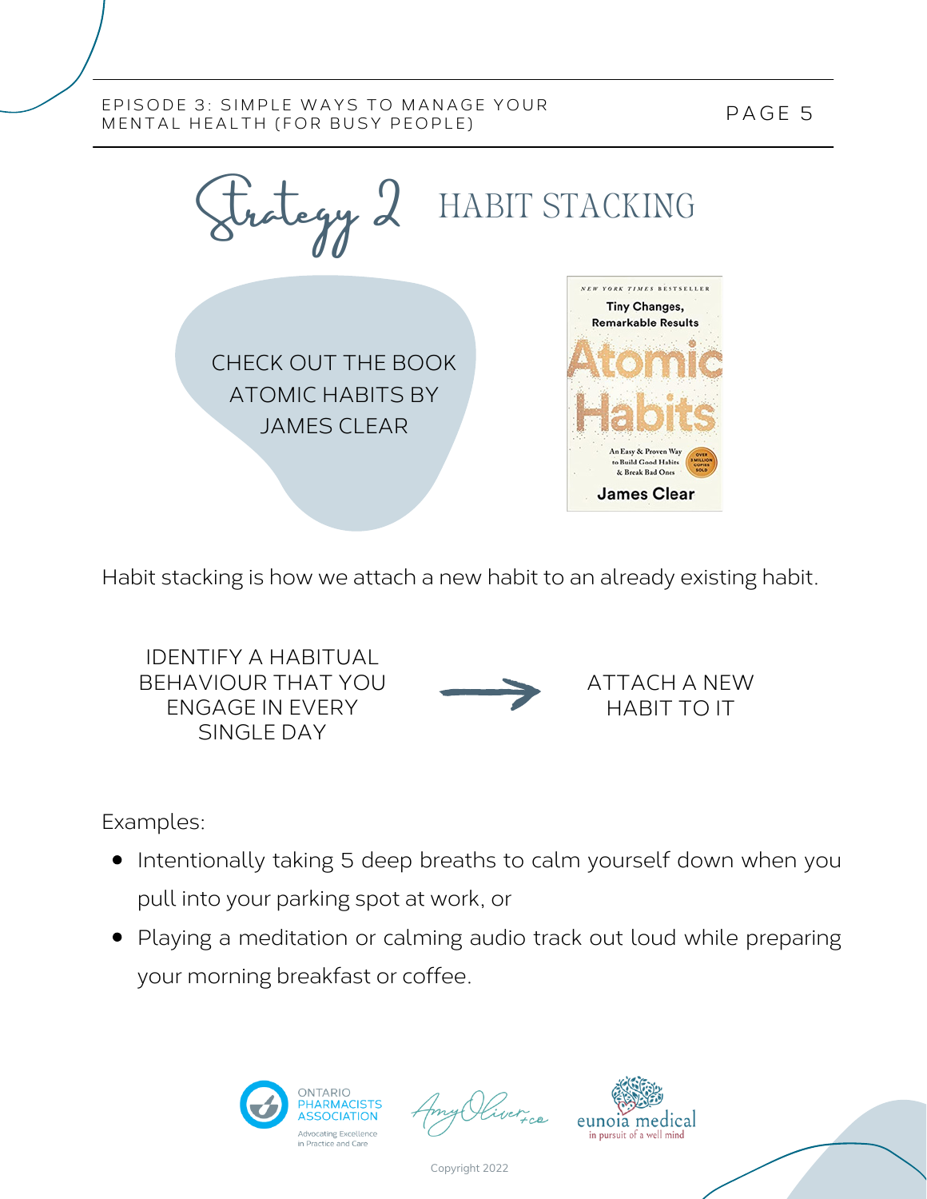# Strategy 2 HABIT STACKING

CHECK OUT THE BOOK ATOMIC HABITS BY JAMES CLEAR

NEW YORK TIMES BESTSELLER

Tiny Changes, Remarkable Results

Atomic Habits

An Easy & Proven Way to Build Good Habits & Break Bad Ones

James Clear

Habit stacking is how we attach a new habit to an already existing habit.

IDENTIFY A HABITUAL BEHAVIOUR THAT YOU ENGAGE IN EVERY SINGLE DAY → ATTACH A NEW HABIT TO IT

Examples:

- Intentionally taking 5 deep breaths to calm yourself down when you pull into your parking spot at work, or
- Playing a meditation or calming audio track out loud while preparing your morning breakfast or coffee.

Ontario Pharmacists Association — Advocating Excellence in Practice and Care

Amy Oliver + co

eunoia medical — in pursuit of a well mind

Copyright 2022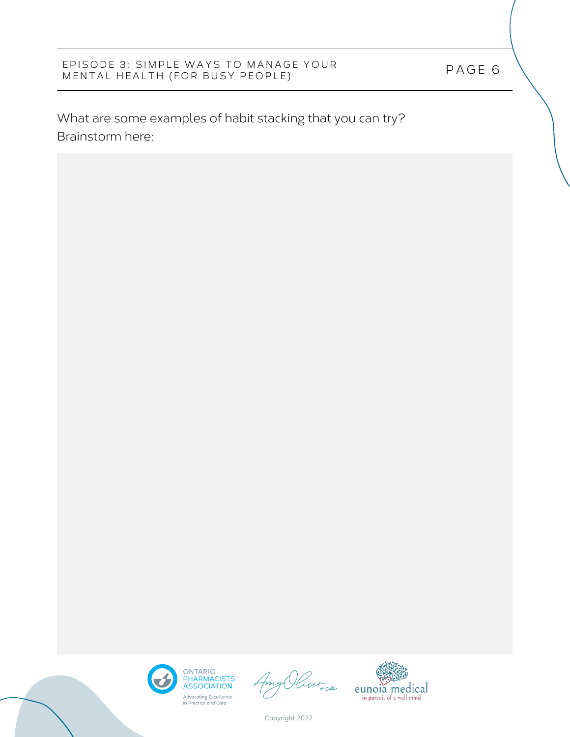What are some examples of habit stacking that you can try?
Brainstorm here: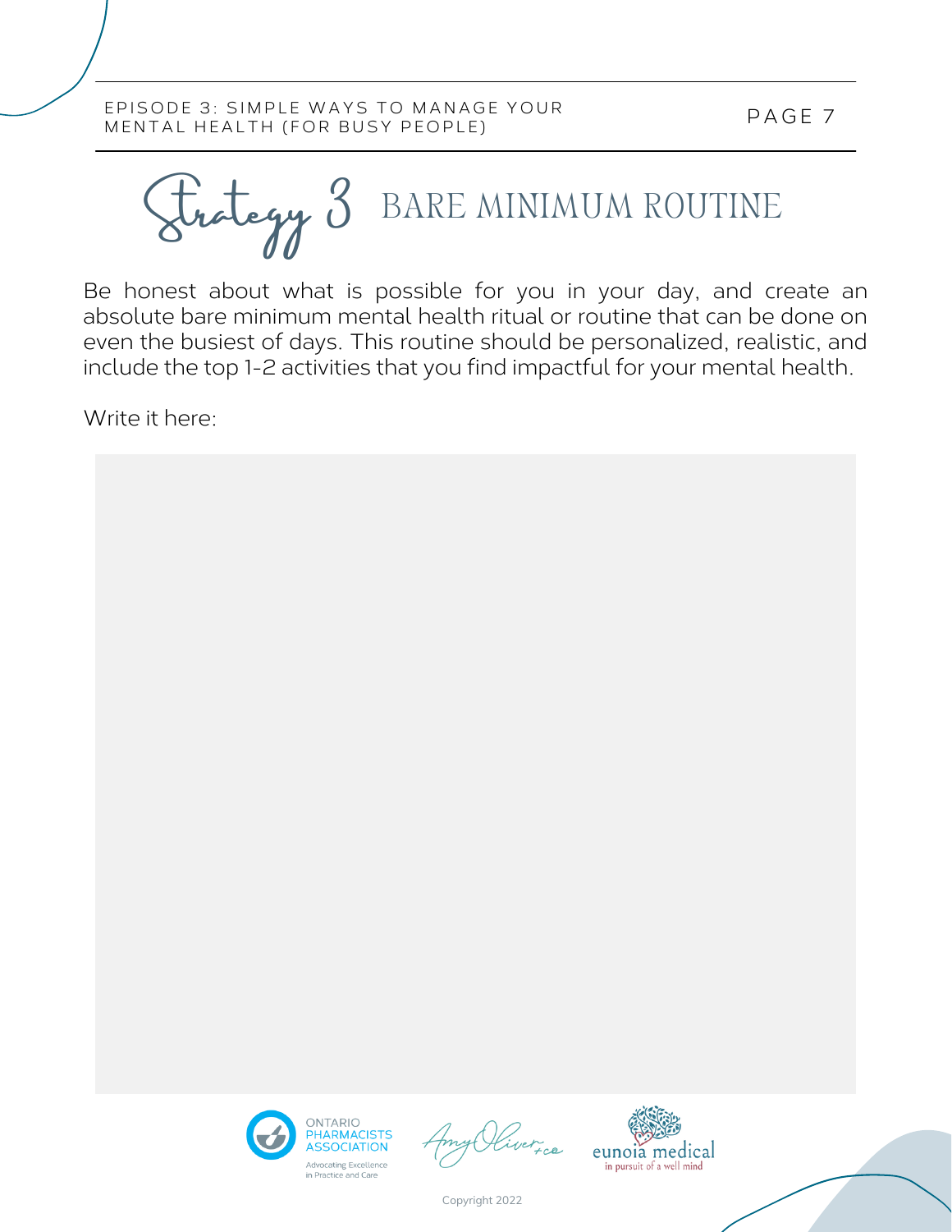# Strategy 3 BARE MINIMUM ROUTINE

Be honest about what is possible for you in your day, and create an absolute bare minimum mental health ritual or routine that can be done on even the busiest of days. This routine should be personalized, realistic, and include the top 1-2 activities that you find impactful for your mental health.

Write it here:

ONTARIO PHARMACISTS ASSOCIATION
Advocating Excellence in Practice and Care

Amy Oliver + co

eunoia medical
in pursuit of a well mind

Copyright 2022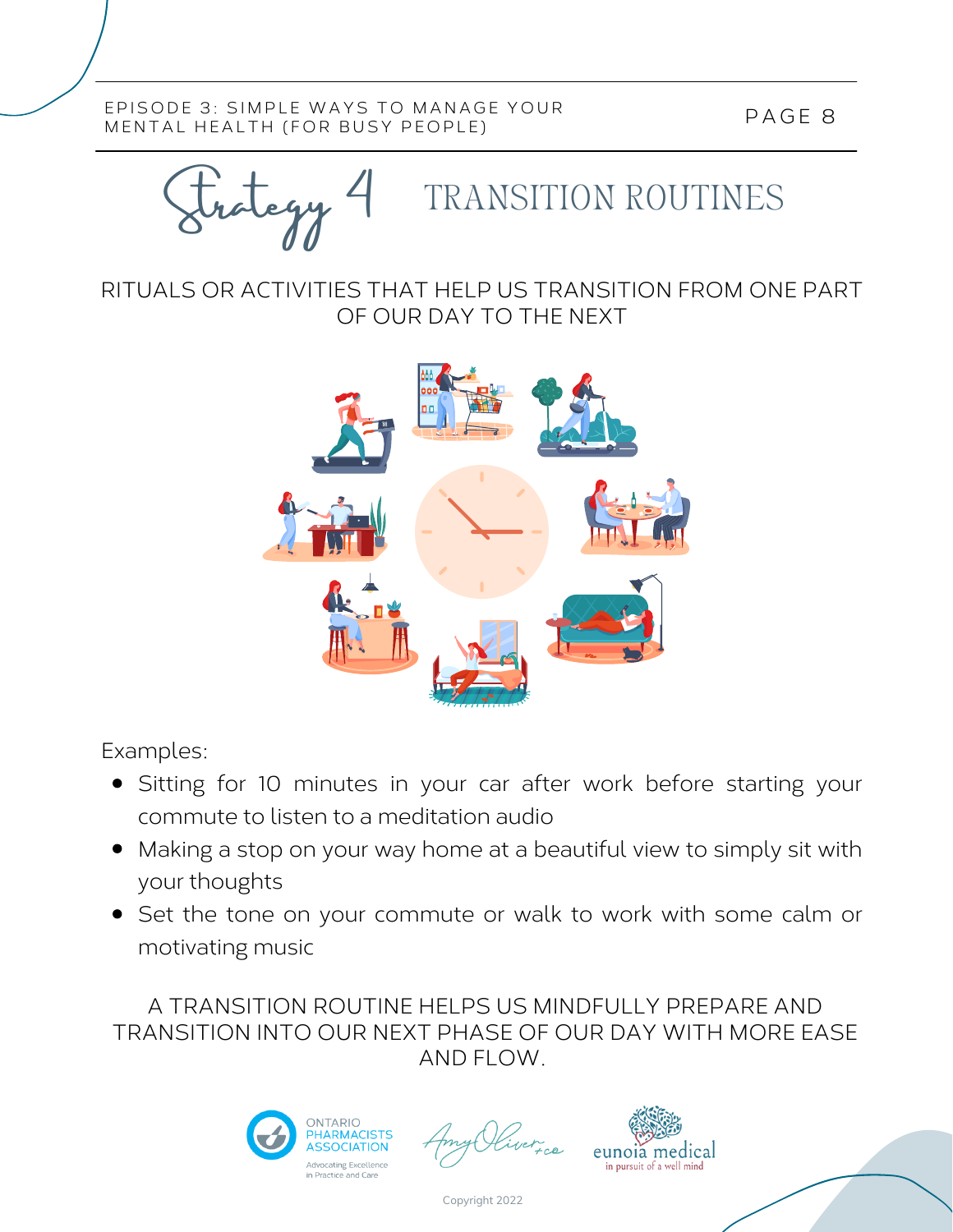# Strategy 4 TRANSITION ROUTINES

RITUALS OR ACTIVITIES THAT HELP US TRANSITION FROM ONE PART OF OUR DAY TO THE NEXT

Examples:

- Sitting for 10 minutes in your car after work before starting your commute to listen to a meditation audio
- Making a stop on your way home at a beautiful view to simply sit with your thoughts
- Set the tone on your commute or walk to work with some calm or motivating music

A TRANSITION ROUTINE HELPS US MINDFULLY PREPARE AND TRANSITION INTO OUR NEXT PHASE OF OUR DAY WITH MORE EASE AND FLOW.

ONTARIO PHARMACISTS ASSOCIATION — Advocating Excellence in Practice and Care

Amy Oliver + co

eunoia medical — in pursuit of a well mind

Copyright 2022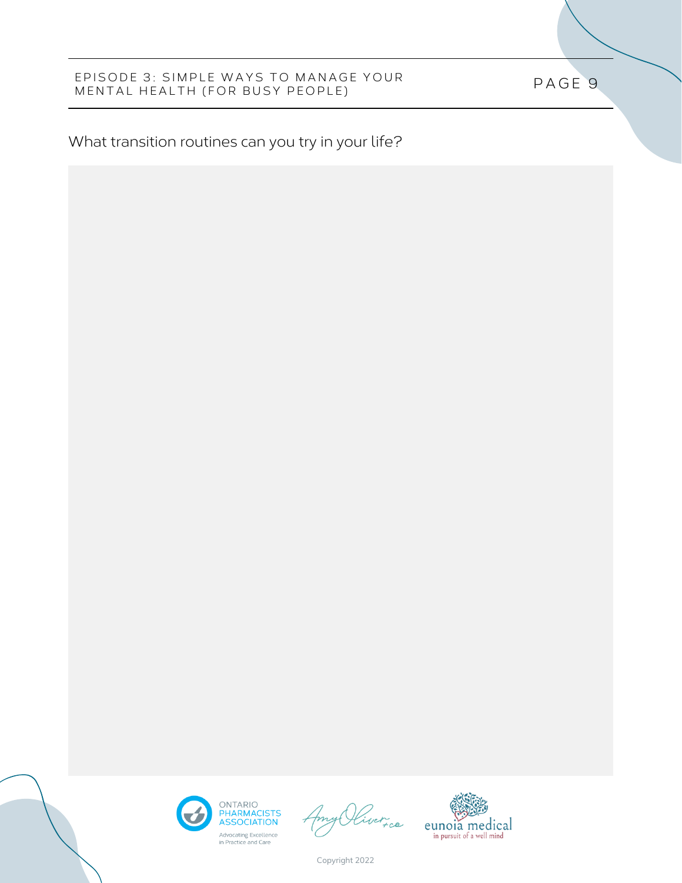What transition routines can you try in your life?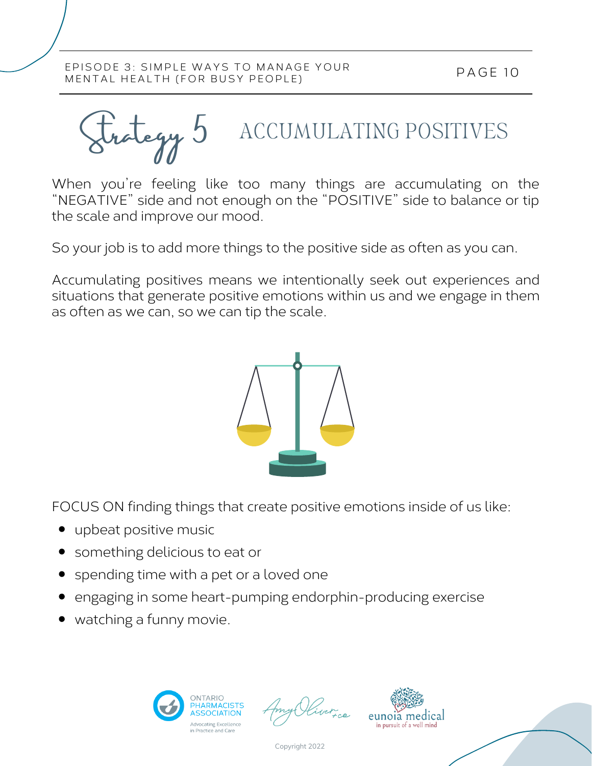# Strategy 5 ACCUMULATING POSITIVES

When you're feeling like too many things are accumulating on the "NEGATIVE" side and not enough on the "POSITIVE" side to balance or tip the scale and improve our mood.

So your job is to add more things to the positive side as often as you can.

Accumulating positives means we intentionally seek out experiences and situations that generate positive emotions within us and we engage in them as often as we can, so we can tip the scale.

FOCUS ON finding things that create positive emotions inside of us like:

- upbeat positive music
- something delicious to eat or
- spending time with a pet or a loved one
- engaging in some heart-pumping endorphin-producing exercise
- watching a funny movie.

ONTARIO PHARMACISTS ASSOCIATION
Advocating Excellence in Practice and Care

Amy Oliver +co

eunoia medical
in pursuit of a well mind

Copyright 2022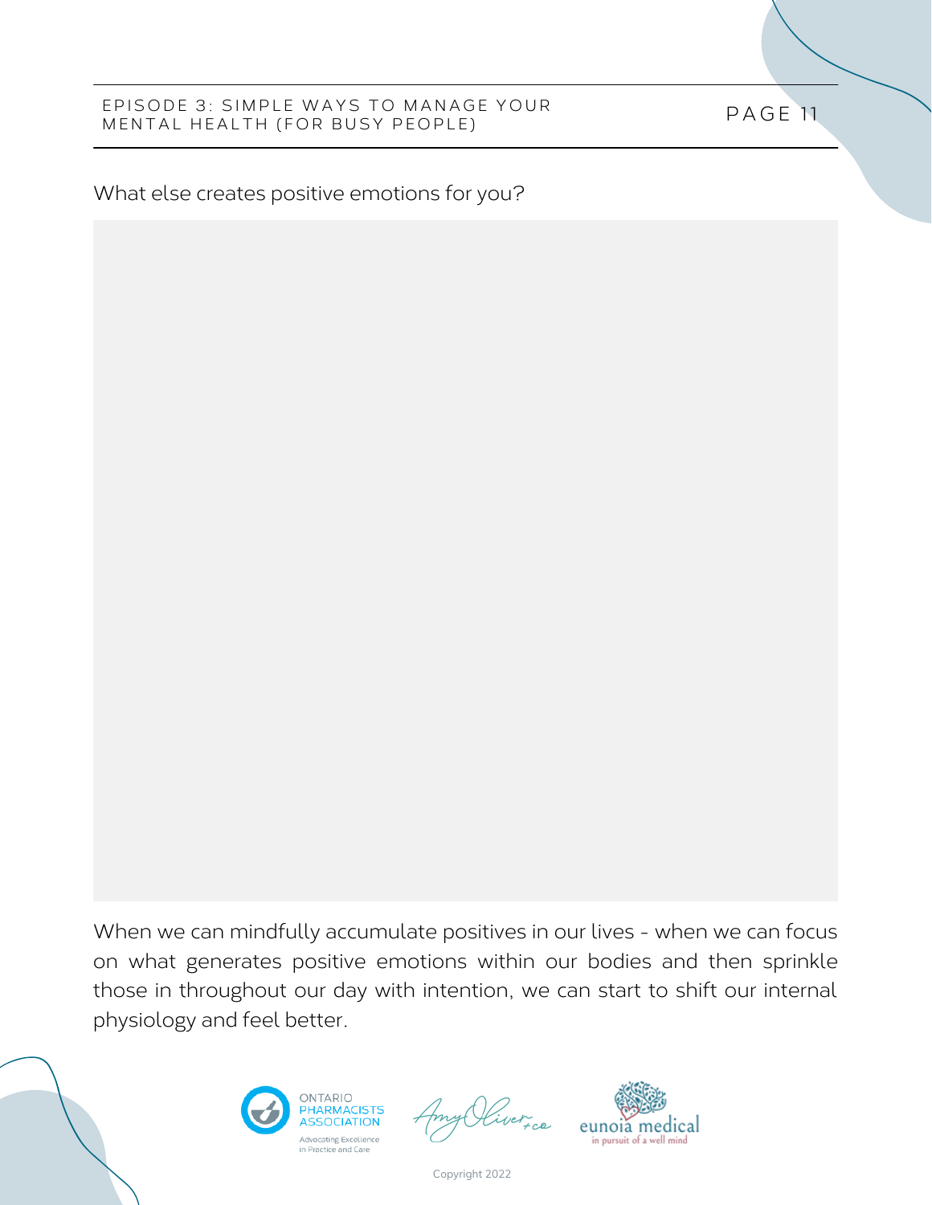What else creates positive emotions for you?

When we can mindfully accumulate positives in our lives - when we can focus on what generates positive emotions within our bodies and then sprinkle those in throughout our day with intention, we can start to shift our internal physiology and feel better.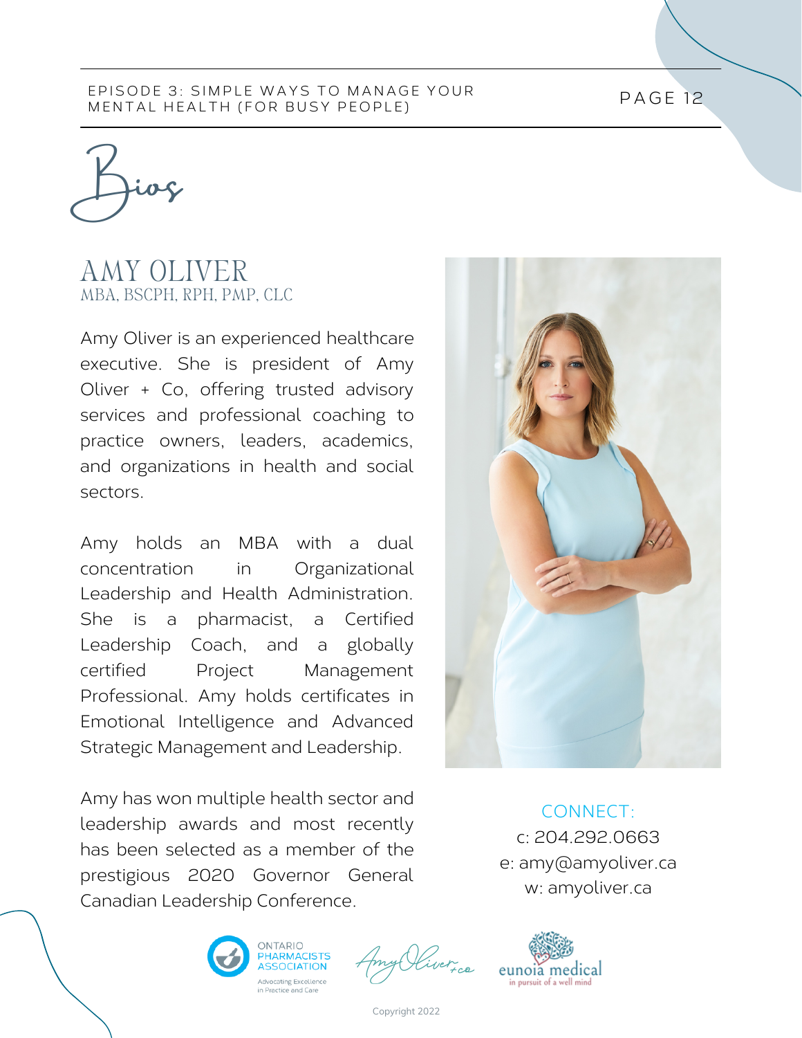# Bios

## AMY OLIVER

MBA, BSCPH, RPH, PMP, CLC

Amy Oliver is an experienced healthcare executive. She is president of Amy Oliver + Co, offering trusted advisory services and professional coaching to practice owners, leaders, academics, and organizations in health and social sectors.

Amy holds an MBA with a dual concentration in Organizational Leadership and Health Administration. She is a pharmacist, a Certified Leadership Coach, and a globally certified Project Management Professional. Amy holds certificates in Emotional Intelligence and Advanced Strategic Management and Leadership.

Amy has won multiple health sector and leadership awards and most recently has been selected as a member of the prestigious 2020 Governor General Canadian Leadership Conference.

CONNECT:

c: 204.292.0663

e: amy@amyoliver.ca

w: amyoliver.ca

ONTARIO PHARMACISTS ASSOCIATION
Advocating Excellence in Practice and Care

Amy Oliver + co

eunoia medical
in pursuit of a well mind

Copyright 2022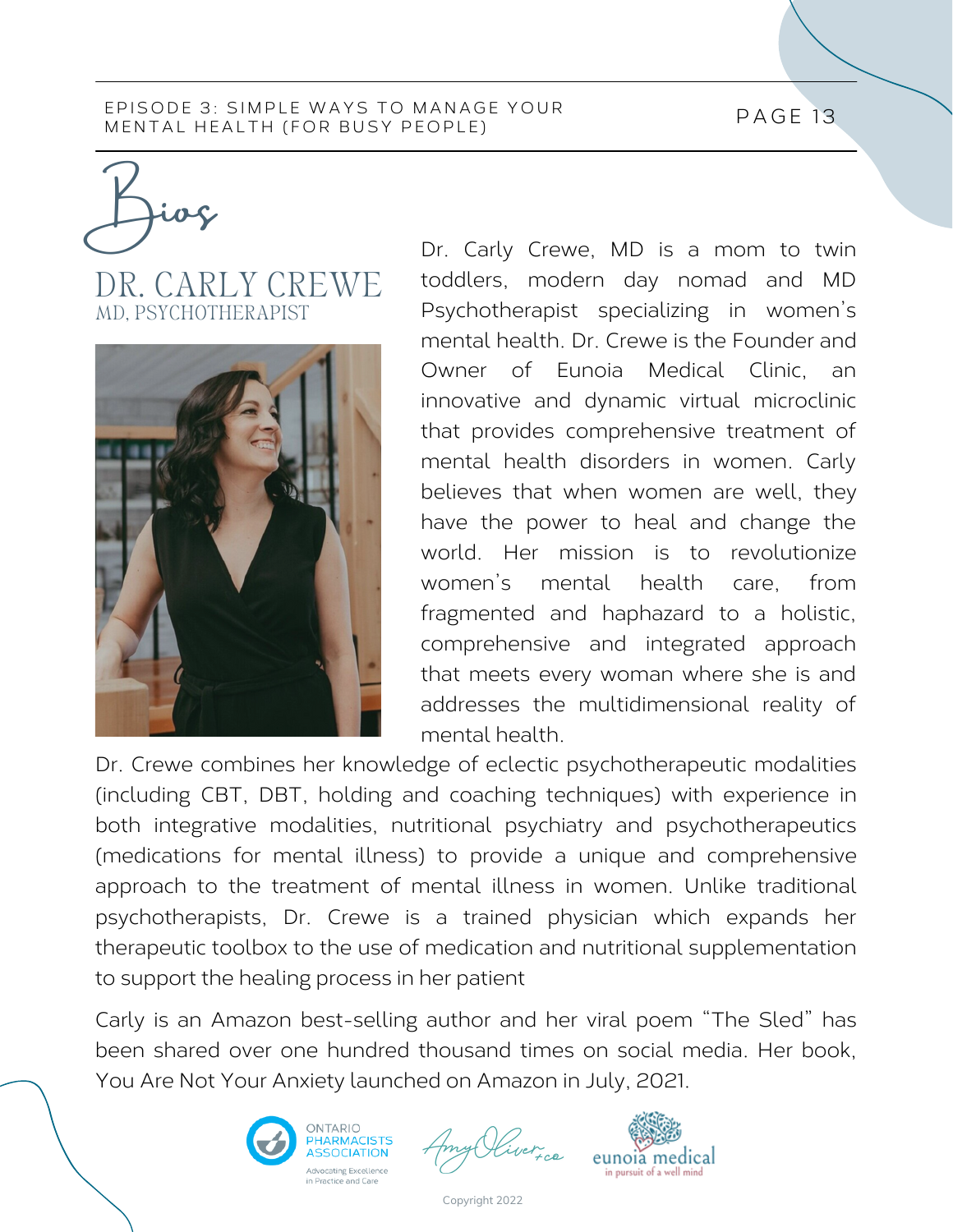# Bios

## DR. CARLY CREWE

MD, PSYCHOTHERAPIST

Dr. Carly Crewe, MD is a mom to twin toddlers, modern day nomad and MD Psychotherapist specializing in women's mental health. Dr. Crewe is the Founder and Owner of Eunoia Medical Clinic, an innovative and dynamic virtual microclinic that provides comprehensive treatment of mental health disorders in women. Carly believes that when women are well, they have the power to heal and change the world. Her mission is to revolutionize women's mental health care, from fragmented and haphazard to a holistic, comprehensive and integrated approach that meets every woman where she is and addresses the multidimensional reality of mental health.

Dr. Crewe combines her knowledge of eclectic psychotherapeutic modalities (including CBT, DBT, holding and coaching techniques) with experience in both integrative modalities, nutritional psychiatry and psychotherapeutics (medications for mental illness) to provide a unique and comprehensive approach to the treatment of mental illness in women. Unlike traditional psychotherapists, Dr. Crewe is a trained physician which expands her therapeutic toolbox to the use of medication and nutritional supplementation to support the healing process in her patient

Carly is an Amazon best-selling author and her viral poem "The Sled" has been shared over one hundred thousand times on social media. Her book, You Are Not Your Anxiety launched on Amazon in July, 2021.

ONTARIO PHARMACISTS ASSOCIATION
Advocating Excellence in Practice and Care

Amy Oliver + co

eunoia medical
in pursuit of a well mind

Copyright 2022